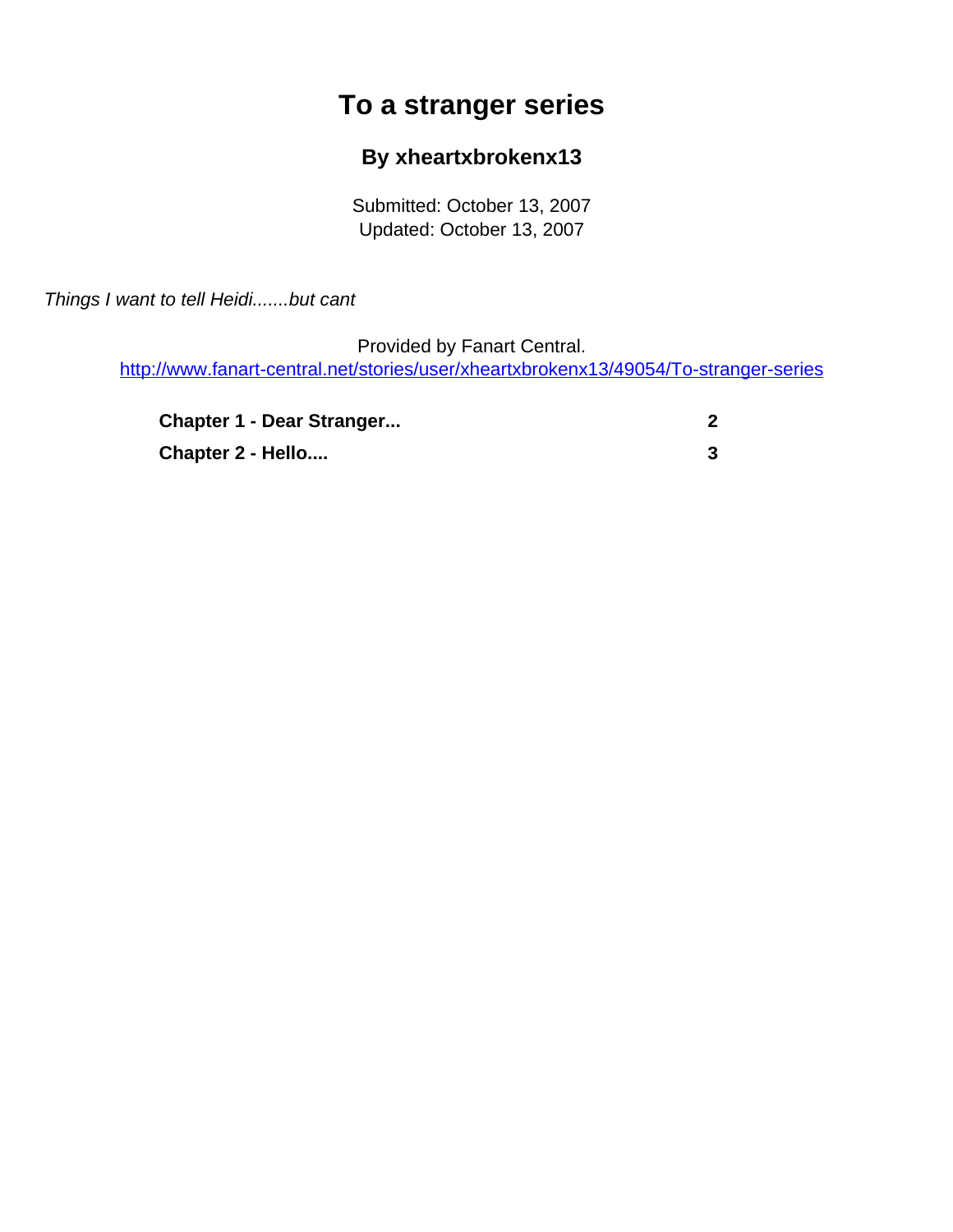# To a stranger series

## By xheartxbrokenx13

Submitted: October 13, 2007
Updated: October 13, 2007

*Things I want to tell Heidi.......but cant*

Provided by Fanart Central.
http://www.fanart-central.net/stories/user/xheartxbrokenx13/49054/To-stranger-series

| | |
|---|---|
| **Chapter 1 - Dear Stranger...** | **2** |
| **Chapter 2 - Hello....** | **3** |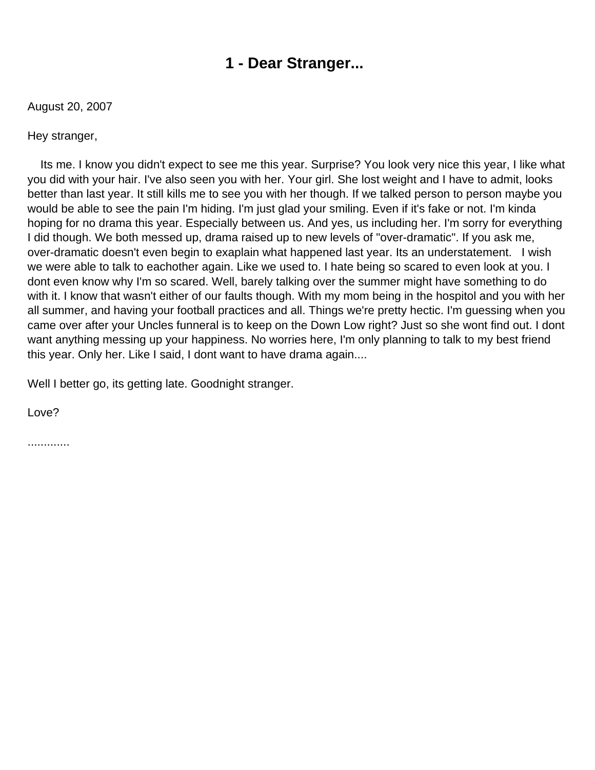# 1 - Dear Stranger...

August 20, 2007

Hey stranger,

Its me. I know you didn't expect to see me this year. Surprise? You look very nice this year, I like what you did with your hair. I've also seen you with her. Your girl. She lost weight and I have to admit, looks better than last year. It still kills me to see you with her though. If we talked person to person maybe you would be able to see the pain I'm hiding. I'm just glad your smiling. Even if it's fake or not. I'm kinda hoping for no drama this year. Especially between us. And yes, us including her. I'm sorry for everything I did though. We both messed up, drama raised up to new levels of "over-dramatic". If you ask me, over-dramatic doesn't even begin to exaplain what happened last year. Its an understatement. I wish we were able to talk to eachother again. Like we used to. I hate being so scared to even look at you. I dont even know why I'm so scared. Well, barely talking over the summer might have something to do with it. I know that wasn't either of our faults though. With my mom being in the hospitol and you with her all summer, and having your football practices and all. Things we're pretty hectic. I'm guessing when you came over after your Uncles funneral is to keep on the Down Low right? Just so she wont find out. I dont want anything messing up your happiness. No worries here, I'm only planning to talk to my best friend this year. Only her. Like I said, I dont want to have drama again....

Well I better go, its getting late. Goodnight stranger.

Love?

.............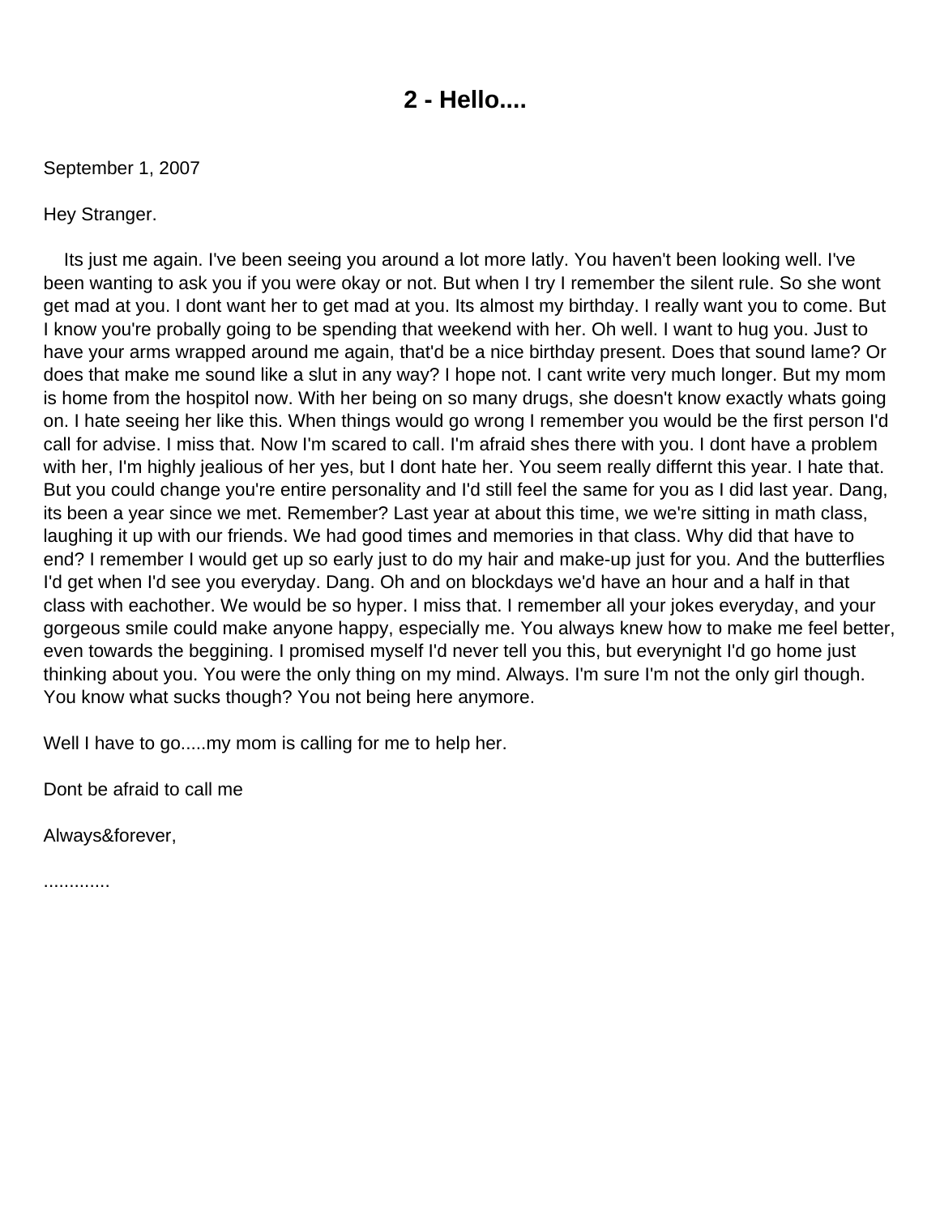# 2 - Hello....

September 1, 2007

Hey Stranger.

Its just me again. I've been seeing you around a lot more latly. You haven't been looking well. I've been wanting to ask you if you were okay or not. But when I try I remember the silent rule. So she wont get mad at you. I dont want her to get mad at you. Its almost my birthday. I really want you to come. But I know you're probally going to be spending that weekend with her. Oh well. I want to hug you. Just to have your arms wrapped around me again, that'd be a nice birthday present. Does that sound lame? Or does that make me sound like a slut in any way? I hope not. I cant write very much longer. But my mom is home from the hospitol now. With her being on so many drugs, she doesn't know exactly whats going on. I hate seeing her like this. When things would go wrong I remember you would be the first person I'd call for advise. I miss that. Now I'm scared to call. I'm afraid shes there with you. I dont have a problem with her, I'm highly jealious of her yes, but I dont hate her. You seem really differnt this year. I hate that. But you could change you're entire personality and I'd still feel the same for you as I did last year. Dang, its been a year since we met. Remember? Last year at about this time, we we're sitting in math class, laughing it up with our friends. We had good times and memories in that class. Why did that have to end? I remember I would get up so early just to do my hair and make-up just for you. And the butterflies I'd get when I'd see you everyday. Dang. Oh and on blockdays we'd have an hour and a half in that class with eachother. We would be so hyper. I miss that. I remember all your jokes everyday, and your gorgeous smile could make anyone happy, especially me. You always knew how to make me feel better, even towards the beggining. I promised myself I'd never tell you this, but everynight I'd go home just thinking about you. You were the only thing on my mind. Always. I'm sure I'm not the only girl though. You know what sucks though? You not being here anymore.

Well I have to go.....my mom is calling for me to help her.

Dont be afraid to call me

Always&forever,

.............